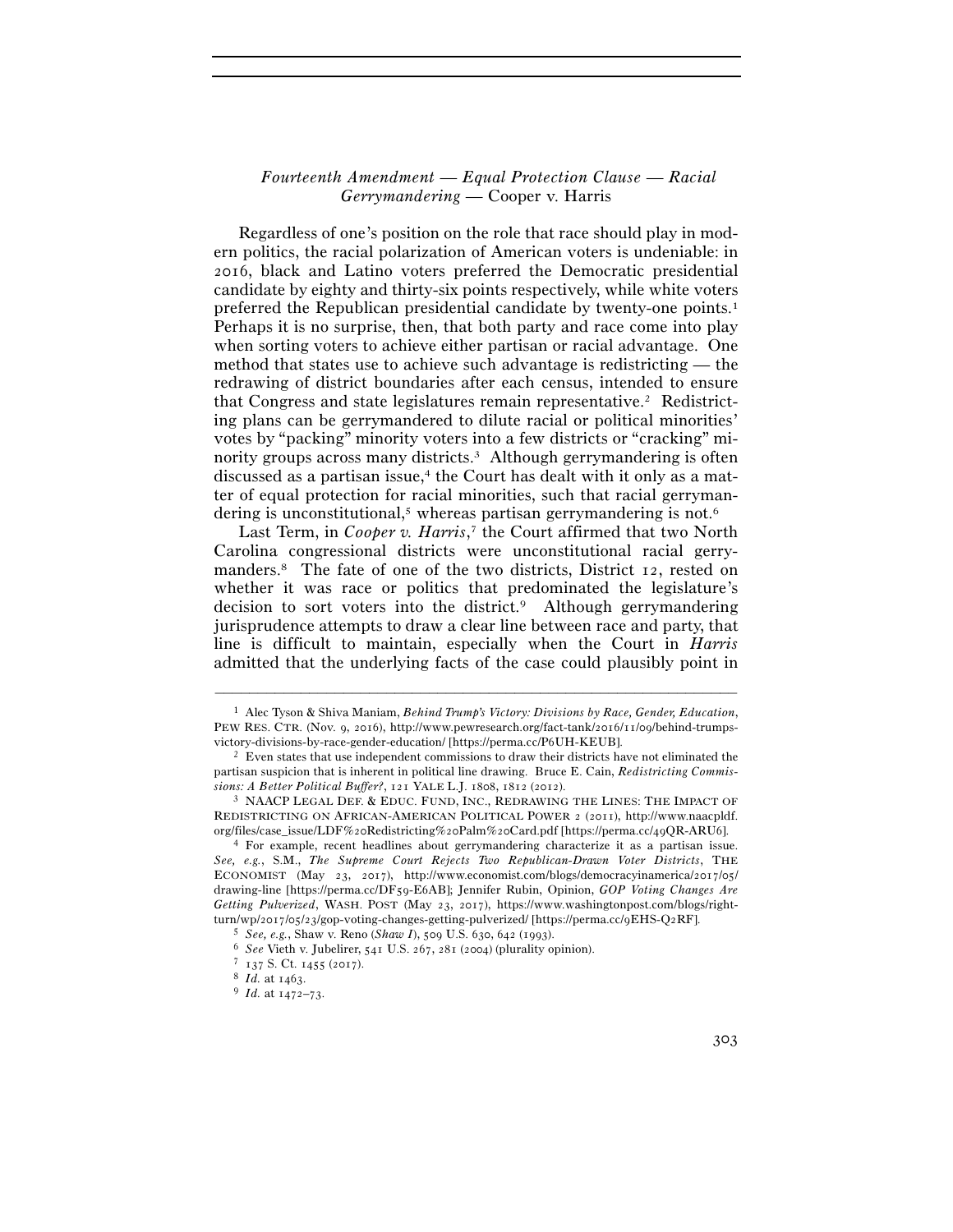# *Fourteenth Amendment — Equal Protection Clause — Racial Gerrymandering* — Cooper v. Harris

Regardless of one's position on the role that race should play in modern politics, the racial polarization of American voters is undeniable: in 2016, black and Latino voters preferred the Democratic presidential candidate by eighty and thirty-six points respectively, while white voters preferred the Republican presidential candidate by twenty-one points.[1] Perhaps it is no surprise, then, that both party and race come into play when sorting voters to achieve either partisan or racial advantage. One method that states use to achieve such advantage is redistricting — the redrawing of district boundaries after each census, intended to ensure that Congress and state legislatures remain representative.[2] Redistricting plans can be gerrymandered to dilute racial or political minorities' votes by "packing" minority voters into a few districts or "cracking" minority groups across many districts.[3] Although gerrymandering is often discussed as a partisan issue,[4] the Court has dealt with it only as a matter of equal protection for racial minorities, such that racial gerrymandering is unconstitutional,[5] whereas partisan gerrymandering is not.[6]

Last Term, in *Cooper v. Harris*,[7] the Court affirmed that two North Carolina congressional districts were unconstitutional racial gerrymanders.[8] The fate of one of the two districts, District 12, rested on whether it was race or politics that predominated the legislature's decision to sort voters into the district.[9] Although gerrymandering jurisprudence attempts to draw a clear line between race and party, that line is difficult to maintain, especially when the Court in *Harris* admitted that the underlying facts of the case could plausibly point in

---

[1] Alec Tyson & Shiva Maniam, *Behind Trump's Victory: Divisions by Race, Gender, Education*, PEW RES. CTR. (Nov. 9, 2016), http://www.pewresearch.org/fact-tank/2016/11/09/behind-trumps-victory-divisions-by-race-gender-education/ [https://perma.cc/P6UH-KEUB].

[2] Even states that use independent commissions to draw their districts have not eliminated the partisan suspicion that is inherent in political line drawing. Bruce E. Cain, *Redistricting Commissions: A Better Political Buffer?*, 121 YALE L.J. 1808, 1812 (2012).

[3] NAACP LEGAL DEF. & EDUC. FUND, INC., REDRAWING THE LINES: THE IMPACT OF REDISTRICTING ON AFRICAN-AMERICAN POLITICAL POWER 2 (2011), http://www.naacpldf.org/files/case_issue/LDF%20Redistricting%20Palm%20Card.pdf [https://perma.cc/49QR-ARU6].

[4] For example, recent headlines about gerrymandering characterize it as a partisan issue. *See, e.g.*, S.M., *The Supreme Court Rejects Two Republican-Drawn Voter Districts*, THE ECONOMIST (May 23, 2017), http://www.economist.com/blogs/democracyinamerica/2017/05/drawing-line [https://perma.cc/DF59-E6AB]; Jennifer Rubin, Opinion, *GOP Voting Changes Are Getting Pulverized*, WASH. POST (May 23, 2017), https://www.washingtonpost.com/blogs/right-turn/wp/2017/05/23/gop-voting-changes-getting-pulverized/ [https://perma.cc/9EHS-Q2RF].

[5] *See, e.g.*, Shaw v. Reno (*Shaw I*), 509 U.S. 630, 642 (1993).

[6] *See* Vieth v. Jubelirer, 541 U.S. 267, 281 (2004) (plurality opinion).

[7] 137 S. Ct. 1455 (2017).

[8] *Id.* at 1463.

[9] *Id.* at 1472–73.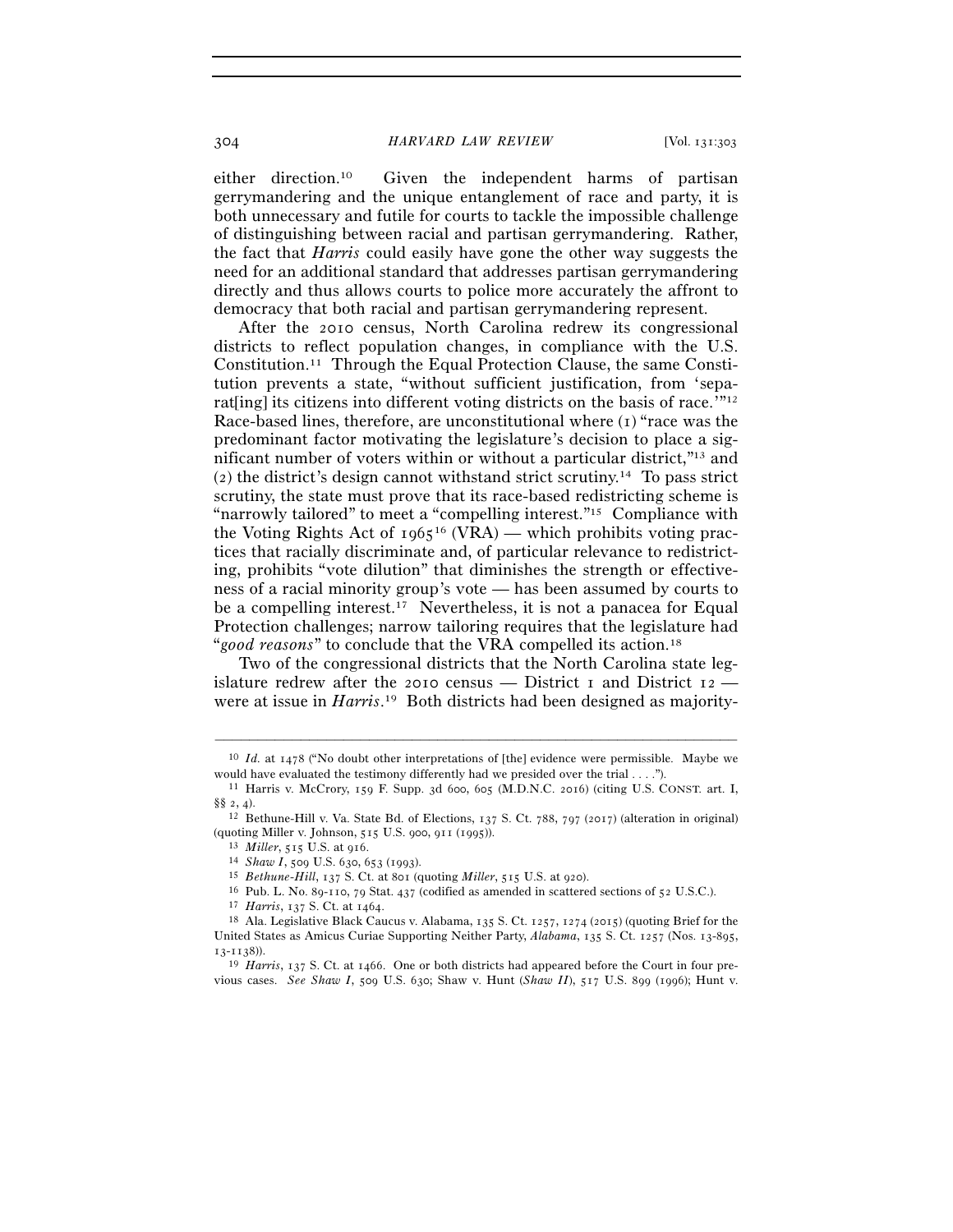either direction.[10] Given the independent harms of partisan gerrymandering and the unique entanglement of race and party, it is both unnecessary and futile for courts to tackle the impossible challenge of distinguishing between racial and partisan gerrymandering. Rather, the fact that *Harris* could easily have gone the other way suggests the need for an additional standard that addresses partisan gerrymandering directly and thus allows courts to police more accurately the affront to democracy that both racial and partisan gerrymandering represent.

After the 2010 census, North Carolina redrew its congressional districts to reflect population changes, in compliance with the U.S. Constitution.[11] Through the Equal Protection Clause, the same Constitution prevents a state, "without sufficient justification, from 'separat[ing] its citizens into different voting districts on the basis of race.'"[12] Race-based lines, therefore, are unconstitutional where (1) "race was the predominant factor motivating the legislature's decision to place a significant number of voters within or without a particular district,"[13] and (2) the district's design cannot withstand strict scrutiny.[14] To pass strict scrutiny, the state must prove that its race-based redistricting scheme is "narrowly tailored" to meet a "compelling interest."[15] Compliance with the Voting Rights Act of 1965[16] (VRA) — which prohibits voting practices that racially discriminate and, of particular relevance to redistricting, prohibits "vote dilution" that diminishes the strength or effectiveness of a racial minority group's vote — has been assumed by courts to be a compelling interest.[17] Nevertheless, it is not a panacea for Equal Protection challenges; narrow tailoring requires that the legislature had "*good reasons*" to conclude that the VRA compelled its action.[18]

Two of the congressional districts that the North Carolina state legislature redrew after the 2010 census — District 1 and District 12 — were at issue in *Harris*.[19] Both districts had been designed as majority-

---

[10] *Id.* at 1478 ("No doubt other interpretations of [the] evidence were permissible. Maybe we would have evaluated the testimony differently had we presided over the trial . . . .").

[11] Harris v. McCrory, 159 F. Supp. 3d 600, 605 (M.D.N.C. 2016) (citing U.S. CONST. art. I, §§ 2, 4).

[12] Bethune-Hill v. Va. State Bd. of Elections, 137 S. Ct. 788, 797 (2017) (alteration in original) (quoting Miller v. Johnson, 515 U.S. 900, 911 (1995)).

[13] *Miller*, 515 U.S. at 916.

[14] *Shaw I*, 509 U.S. 630, 653 (1993).

[15] *Bethune-Hill*, 137 S. Ct. at 801 (quoting *Miller*, 515 U.S. at 920).

[16] Pub. L. No. 89-110, 79 Stat. 437 (codified as amended in scattered sections of 52 U.S.C.).

[17] *Harris*, 137 S. Ct. at 1464.

[18] Ala. Legislative Black Caucus v. Alabama, 135 S. Ct. 1257, 1274 (2015) (quoting Brief for the United States as Amicus Curiae Supporting Neither Party, *Alabama*, 135 S. Ct. 1257 (Nos. 13-895, 13-1138)).

[19] *Harris*, 137 S. Ct. at 1466. One or both districts had appeared before the Court in four previous cases. *See Shaw I*, 509 U.S. 630; Shaw v. Hunt (*Shaw II*), 517 U.S. 899 (1996); Hunt v.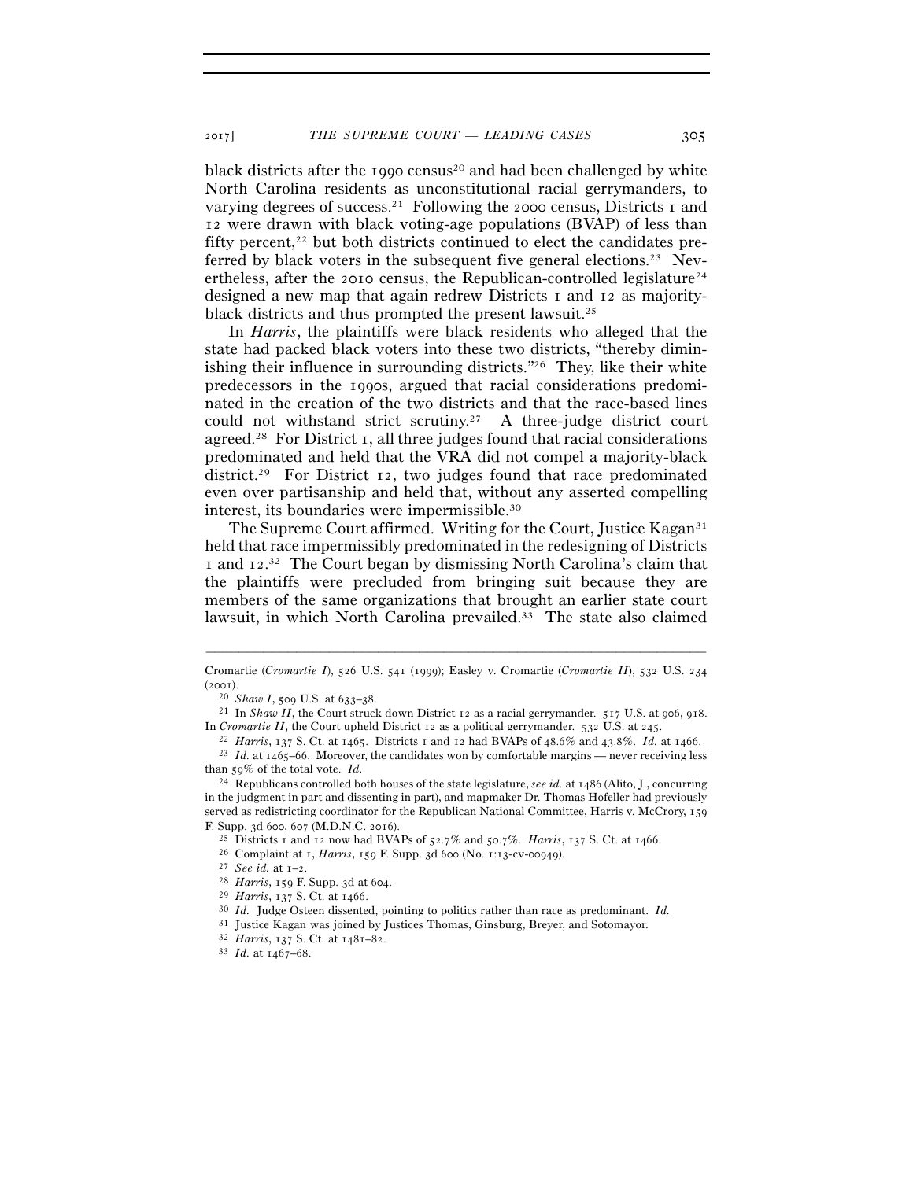black districts after the 1990 census[20] and had been challenged by white North Carolina residents as unconstitutional racial gerrymanders, to varying degrees of success.[21] Following the 2000 census, Districts 1 and 12 were drawn with black voting-age populations (BVAP) of less than fifty percent,[22] but both districts continued to elect the candidates preferred by black voters in the subsequent five general elections.[23] Nevertheless, after the 2010 census, the Republican-controlled legislature[24] designed a new map that again redrew Districts 1 and 12 as majority-black districts and thus prompted the present lawsuit.[25]

In *Harris*, the plaintiffs were black residents who alleged that the state had packed black voters into these two districts, "thereby diminishing their influence in surrounding districts."[26] They, like their white predecessors in the 1990s, argued that racial considerations predominated in the creation of the two districts and that the race-based lines could not withstand strict scrutiny.[27] A three-judge district court agreed.[28] For District 1, all three judges found that racial considerations predominated and held that the VRA did not compel a majority-black district.[29] For District 12, two judges found that race predominated even over partisanship and held that, without any asserted compelling interest, its boundaries were impermissible.[30]

The Supreme Court affirmed. Writing for the Court, Justice Kagan[31] held that race impermissibly predominated in the redesigning of Districts 1 and 12.[32] The Court began by dismissing North Carolina's claim that the plaintiffs were precluded from bringing suit because they are members of the same organizations that brought an earlier state court lawsuit, in which North Carolina prevailed.[33] The state also claimed

---

Cromartie (*Cromartie I*), 526 U.S. 541 (1999); Easley v. Cromartie (*Cromartie II*), 532 U.S. 234 (2001).

[20] *Shaw I*, 509 U.S. at 633–38.

[21] In *Shaw II*, the Court struck down District 12 as a racial gerrymander. 517 U.S. at 906, 918. In *Cromartie II*, the Court upheld District 12 as a political gerrymander. 532 U.S. at 245.

[22] *Harris*, 137 S. Ct. at 1465. Districts 1 and 12 had BVAPs of 48.6% and 43.8%. *Id.* at 1466.

[23] *Id.* at 1465–66. Moreover, the candidates won by comfortable margins — never receiving less than 59% of the total vote. *Id.*

[24] Republicans controlled both houses of the state legislature, *see id.* at 1486 (Alito, J., concurring in the judgment in part and dissenting in part), and mapmaker Dr. Thomas Hofeller had previously served as redistricting coordinator for the Republican National Committee, Harris v. McCrory, 159 F. Supp. 3d 600, 607 (M.D.N.C. 2016).

[25] Districts 1 and 12 now had BVAPs of 52.7% and 50.7%. *Harris*, 137 S. Ct. at 1466.

[26] Complaint at 1, *Harris*, 159 F. Supp. 3d 600 (No. 1:13-cv-00949).

[27] *See id.* at 1–2.

[28] *Harris*, 159 F. Supp. 3d at 604.

[29] *Harris*, 137 S. Ct. at 1466.

[30] *Id.* Judge Osteen dissented, pointing to politics rather than race as predominant. *Id.*

[31] Justice Kagan was joined by Justices Thomas, Ginsburg, Breyer, and Sotomayor.

[32] *Harris*, 137 S. Ct. at 1481–82.

[33] *Id.* at 1467–68.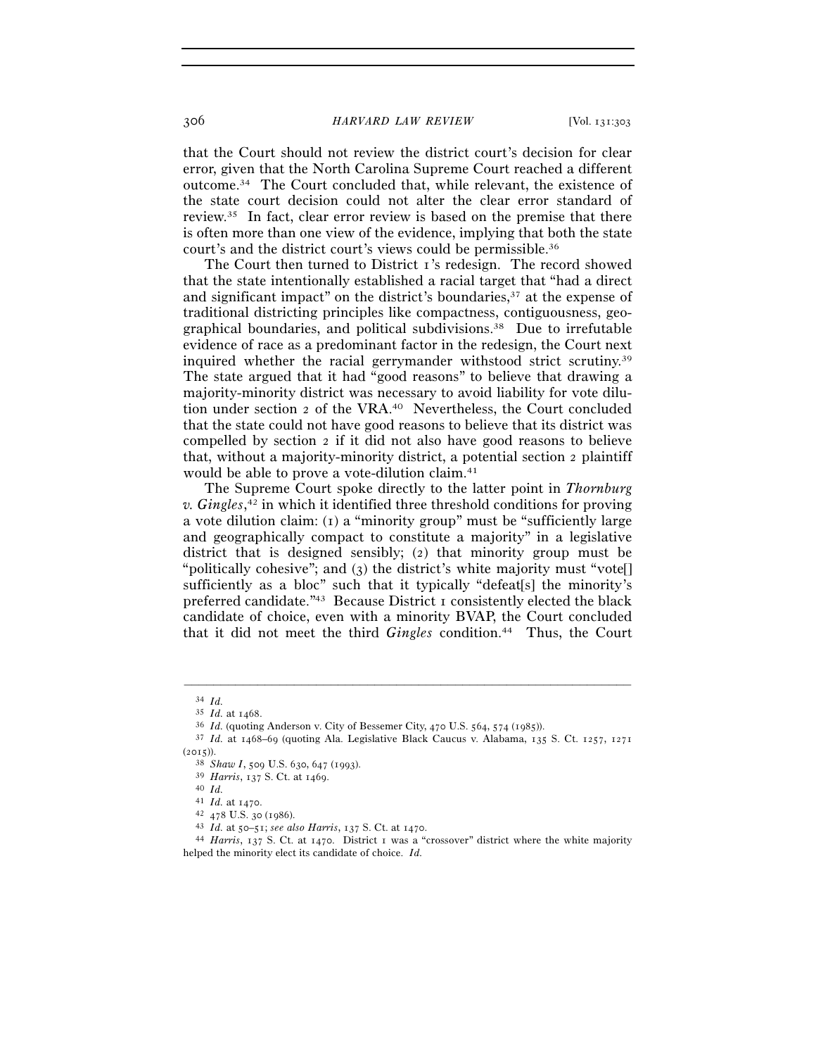that the Court should not review the district court's decision for clear error, given that the North Carolina Supreme Court reached a different outcome.[34] The Court concluded that, while relevant, the existence of the state court decision could not alter the clear error standard of review.[35] In fact, clear error review is based on the premise that there is often more than one view of the evidence, implying that both the state court's and the district court's views could be permissible.[36]

The Court then turned to District 1's redesign. The record showed that the state intentionally established a racial target that "had a direct and significant impact" on the district's boundaries,[37] at the expense of traditional districting principles like compactness, contiguousness, geographical boundaries, and political subdivisions.[38] Due to irrefutable evidence of race as a predominant factor in the redesign, the Court next inquired whether the racial gerrymander withstood strict scrutiny.[39] The state argued that it had "good reasons" to believe that drawing a majority-minority district was necessary to avoid liability for vote dilution under section 2 of the VRA.[40] Nevertheless, the Court concluded that the state could not have good reasons to believe that its district was compelled by section 2 if it did not also have good reasons to believe that, without a majority-minority district, a potential section 2 plaintiff would be able to prove a vote-dilution claim.[41]

The Supreme Court spoke directly to the latter point in *Thornburg v. Gingles*,[42] in which it identified three threshold conditions for proving a vote dilution claim: (1) a "minority group" must be "sufficiently large and geographically compact to constitute a majority" in a legislative district that is designed sensibly; (2) that minority group must be "politically cohesive"; and (3) the district's white majority must "vote[] sufficiently as a bloc" such that it typically "defeat[s] the minority's preferred candidate."[43] Because District 1 consistently elected the black candidate of choice, even with a minority BVAP, the Court concluded that it did not meet the third *Gingles* condition.[44] Thus, the Court

---

[34] *Id.*

[35] *Id.* at 1468.

[36] *Id.* (quoting Anderson v. City of Bessemer City, 470 U.S. 564, 574 (1985)).

[37] *Id.* at 1468–69 (quoting Ala. Legislative Black Caucus v. Alabama, 135 S. Ct. 1257, 1271 (2015)).

[38] *Shaw I*, 509 U.S. 630, 647 (1993).

[39] *Harris*, 137 S. Ct. at 1469.

[40] *Id.*

[41] *Id.* at 1470.

[42] 478 U.S. 30 (1986).

[43] *Id.* at 50–51; *see also Harris*, 137 S. Ct. at 1470.

[44] *Harris*, 137 S. Ct. at 1470. District 1 was a "crossover" district where the white majority helped the minority elect its candidate of choice. *Id.*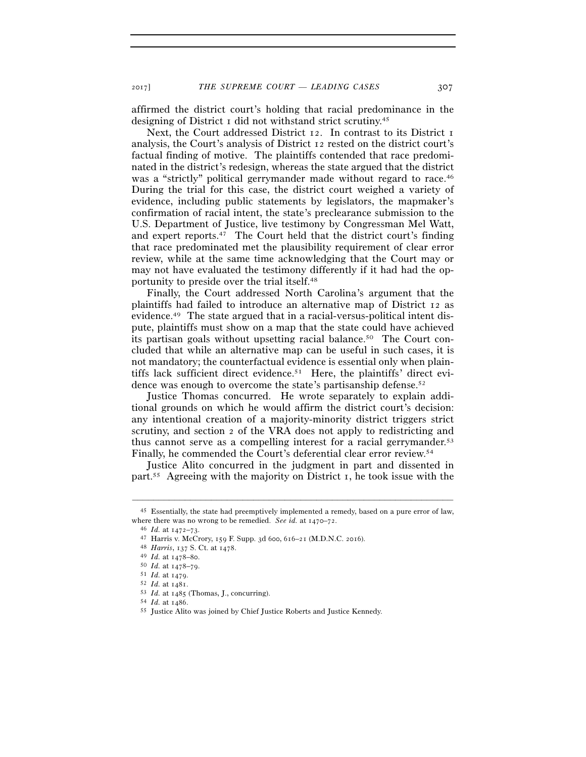affirmed the district court's holding that racial predominance in the designing of District 1 did not withstand strict scrutiny.[45]

Next, the Court addressed District 12. In contrast to its District 1 analysis, the Court's analysis of District 12 rested on the district court's factual finding of motive. The plaintiffs contended that race predominated in the district's redesign, whereas the state argued that the district was a "strictly" political gerrymander made without regard to race.[46] During the trial for this case, the district court weighed a variety of evidence, including public statements by legislators, the mapmaker's confirmation of racial intent, the state's preclearance submission to the U.S. Department of Justice, live testimony by Congressman Mel Watt, and expert reports.[47] The Court held that the district court's finding that race predominated met the plausibility requirement of clear error review, while at the same time acknowledging that the Court may or may not have evaluated the testimony differently if it had had the opportunity to preside over the trial itself.[48]

Finally, the Court addressed North Carolina's argument that the plaintiffs had failed to introduce an alternative map of District 12 as evidence.[49] The state argued that in a racial-versus-political intent dispute, plaintiffs must show on a map that the state could have achieved its partisan goals without upsetting racial balance.[50] The Court concluded that while an alternative map can be useful in such cases, it is not mandatory; the counterfactual evidence is essential only when plaintiffs lack sufficient direct evidence.[51] Here, the plaintiffs' direct evidence was enough to overcome the state's partisanship defense.[52]

Justice Thomas concurred. He wrote separately to explain additional grounds on which he would affirm the district court's decision: any intentional creation of a majority-minority district triggers strict scrutiny, and section 2 of the VRA does not apply to redistricting and thus cannot serve as a compelling interest for a racial gerrymander.[53] Finally, he commended the Court's deferential clear error review.[54]

Justice Alito concurred in the judgment in part and dissented in part.[55] Agreeing with the majority on District 1, he took issue with the

---

[45] Essentially, the state had preemptively implemented a remedy, based on a pure error of law, where there was no wrong to be remedied. *See id.* at 1470–72.

[46] *Id.* at 1472–73.

[47] Harris v. McCrory, 159 F. Supp. 3d 600, 616–21 (M.D.N.C. 2016).

[48] *Harris*, 137 S. Ct. at 1478.

[49] *Id.* at 1478–80.

[50] *Id.* at 1478–79.

[51] *Id.* at 1479.

[52] *Id.* at 1481.

[53] *Id.* at 1485 (Thomas, J., concurring).

[54] *Id.* at 1486.

[55] Justice Alito was joined by Chief Justice Roberts and Justice Kennedy.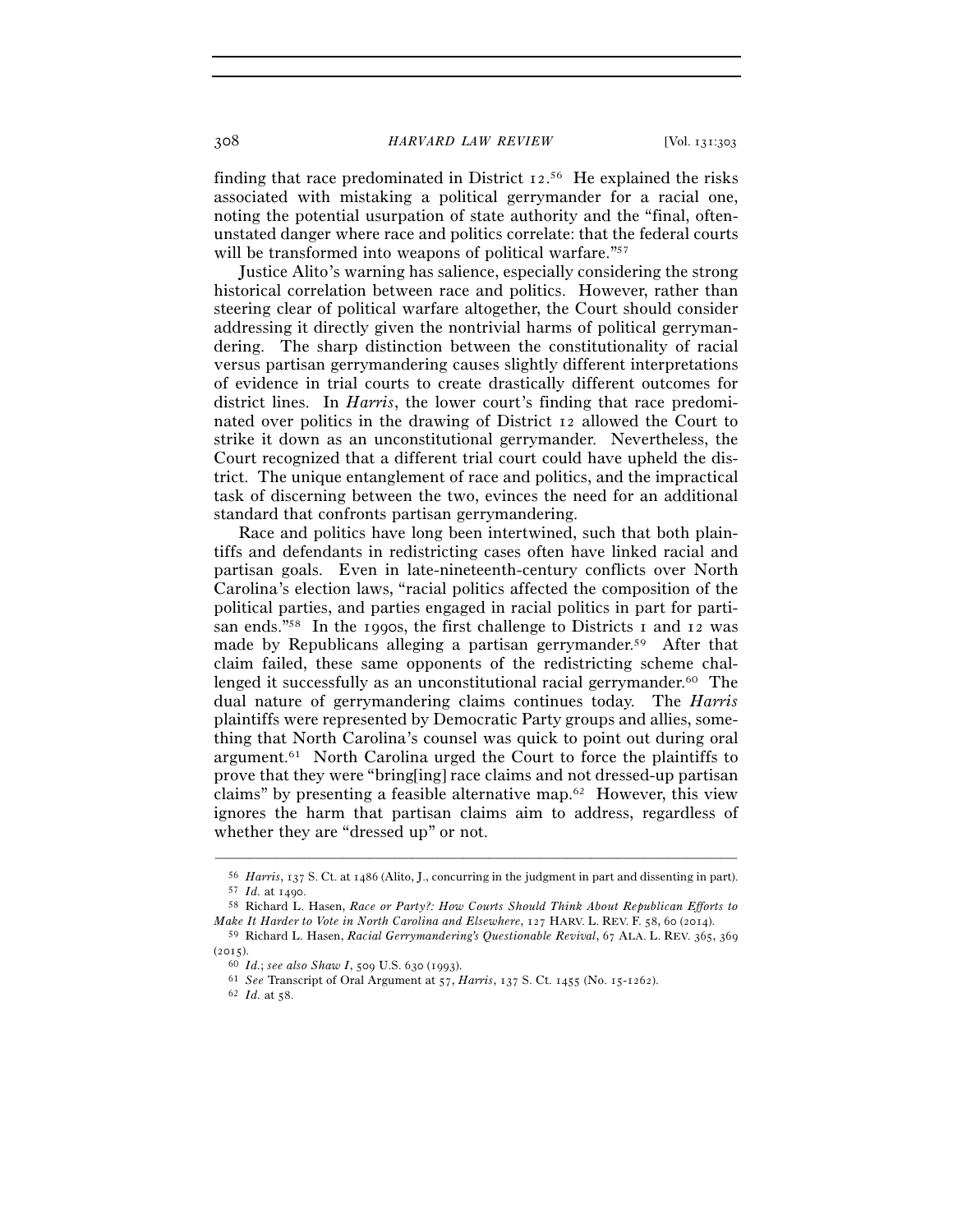finding that race predominated in District 12.[56] He explained the risks associated with mistaking a political gerrymander for a racial one, noting the potential usurpation of state authority and the "final, often-unstated danger where race and politics correlate: that the federal courts will be transformed into weapons of political warfare."[57]

Justice Alito's warning has salience, especially considering the strong historical correlation between race and politics. However, rather than steering clear of political warfare altogether, the Court should consider addressing it directly given the nontrivial harms of political gerrymandering. The sharp distinction between the constitutionality of racial versus partisan gerrymandering causes slightly different interpretations of evidence in trial courts to create drastically different outcomes for district lines. In *Harris*, the lower court's finding that race predominated over politics in the drawing of District 12 allowed the Court to strike it down as an unconstitutional gerrymander. Nevertheless, the Court recognized that a different trial court could have upheld the district. The unique entanglement of race and politics, and the impractical task of discerning between the two, evinces the need for an additional standard that confronts partisan gerrymandering.

Race and politics have long been intertwined, such that both plaintiffs and defendants in redistricting cases often have linked racial and partisan goals. Even in late-nineteenth-century conflicts over North Carolina's election laws, "racial politics affected the composition of the political parties, and parties engaged in racial politics in part for partisan ends."[58] In the 1990s, the first challenge to Districts 1 and 12 was made by Republicans alleging a partisan gerrymander.[59] After that claim failed, these same opponents of the redistricting scheme challenged it successfully as an unconstitutional racial gerrymander.[60] The dual nature of gerrymandering claims continues today. The *Harris* plaintiffs were represented by Democratic Party groups and allies, something that North Carolina's counsel was quick to point out during oral argument.[61] North Carolina urged the Court to force the plaintiffs to prove that they were "bring[ing] race claims and not dressed-up partisan claims" by presenting a feasible alternative map.[62] However, this view ignores the harm that partisan claims aim to address, regardless of whether they are "dressed up" or not.

---

[56] *Harris*, 137 S. Ct. at 1486 (Alito, J., concurring in the judgment in part and dissenting in part).

[57] *Id.* at 1490.

[58] Richard L. Hasen, *Race or Party?: How Courts Should Think About Republican Efforts to Make It Harder to Vote in North Carolina and Elsewhere*, 127 HARV. L. REV. F. 58, 60 (2014).

[59] Richard L. Hasen, *Racial Gerrymandering's Questionable Revival*, 67 ALA. L. REV. 365, 369 (2015).

[60] *Id.*; *see also Shaw I*, 509 U.S. 630 (1993).

[61] *See* Transcript of Oral Argument at 57, *Harris*, 137 S. Ct. 1455 (No. 15-1262).

[62] *Id.* at 58.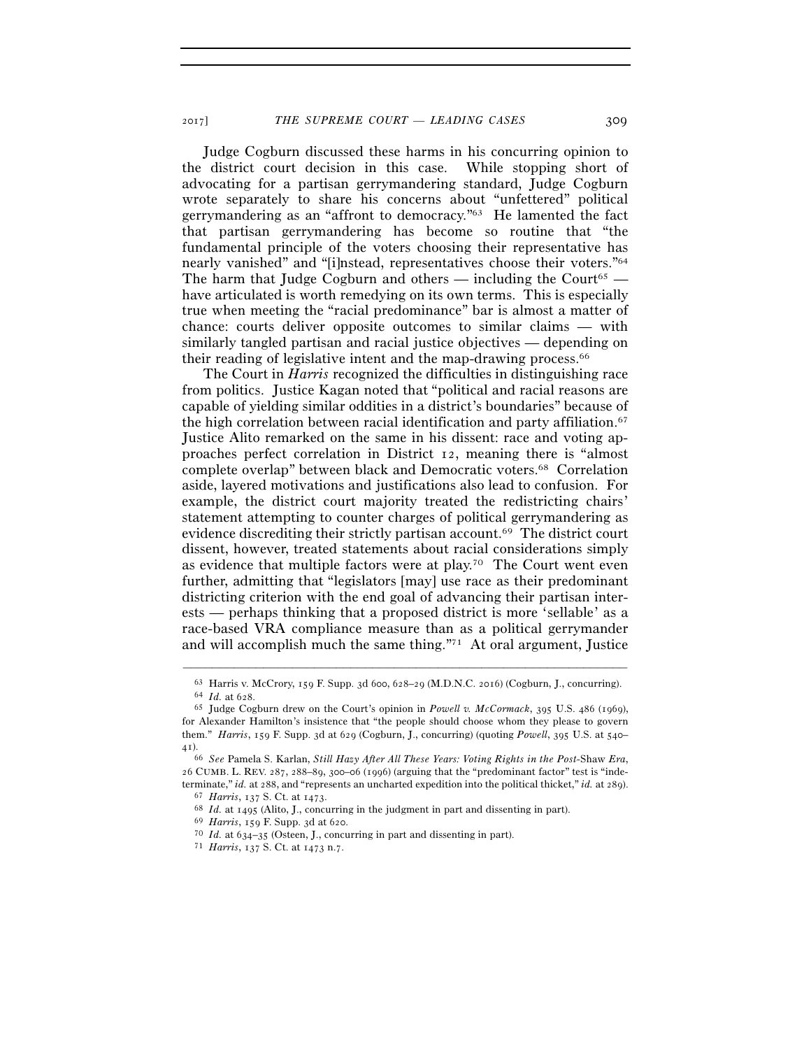Judge Cogburn discussed these harms in his concurring opinion to the district court decision in this case. While stopping short of advocating for a partisan gerrymandering standard, Judge Cogburn wrote separately to share his concerns about "unfettered" political gerrymandering as an "affront to democracy."[63] He lamented the fact that partisan gerrymandering has become so routine that "the fundamental principle of the voters choosing their representative has nearly vanished" and "[i]nstead, representatives choose their voters."[64] The harm that Judge Cogburn and others — including the Court[65] — have articulated is worth remedying on its own terms. This is especially true when meeting the "racial predominance" bar is almost a matter of chance: courts deliver opposite outcomes to similar claims — with similarly tangled partisan and racial justice objectives — depending on their reading of legislative intent and the map-drawing process.[66]

The Court in *Harris* recognized the difficulties in distinguishing race from politics. Justice Kagan noted that "political and racial reasons are capable of yielding similar oddities in a district's boundaries" because of the high correlation between racial identification and party affiliation.[67] Justice Alito remarked on the same in his dissent: race and voting approaches perfect correlation in District 12, meaning there is "almost complete overlap" between black and Democratic voters.[68] Correlation aside, layered motivations and justifications also lead to confusion. For example, the district court majority treated the redistricting chairs' statement attempting to counter charges of political gerrymandering as evidence discrediting their strictly partisan account.[69] The district court dissent, however, treated statements about racial considerations simply as evidence that multiple factors were at play.[70] The Court went even further, admitting that "legislators [may] use race as their predominant districting criterion with the end goal of advancing their partisan interests — perhaps thinking that a proposed district is more 'sellable' as a race-based VRA compliance measure than as a political gerrymander and will accomplish much the same thing."[71] At oral argument, Justice

---

[63] Harris v. McCrory, 159 F. Supp. 3d 600, 628–29 (M.D.N.C. 2016) (Cogburn, J., concurring).

[64] *Id.* at 628.

[65] Judge Cogburn drew on the Court's opinion in *Powell v. McCormack*, 395 U.S. 486 (1969), for Alexander Hamilton's insistence that "the people should choose whom they please to govern them." *Harris*, 159 F. Supp. 3d at 629 (Cogburn, J., concurring) (quoting *Powell*, 395 U.S. at 540–41).

[66] *See* Pamela S. Karlan, *Still Hazy After All These Years: Voting Rights in the Post-*Shaw *Era*, 26 CUMB. L. REV. 287, 288–89, 300–06 (1996) (arguing that the "predominant factor" test is "indeterminate," *id.* at 288, and "represents an uncharted expedition into the political thicket," *id.* at 289).

[67] *Harris*, 137 S. Ct. at 1473.

[68] *Id.* at 1495 (Alito, J., concurring in the judgment in part and dissenting in part).

[69] *Harris*, 159 F. Supp. 3d at 620.

[70] *Id.* at 634–35 (Osteen, J., concurring in part and dissenting in part).

[71] *Harris*, 137 S. Ct. at 1473 n.7.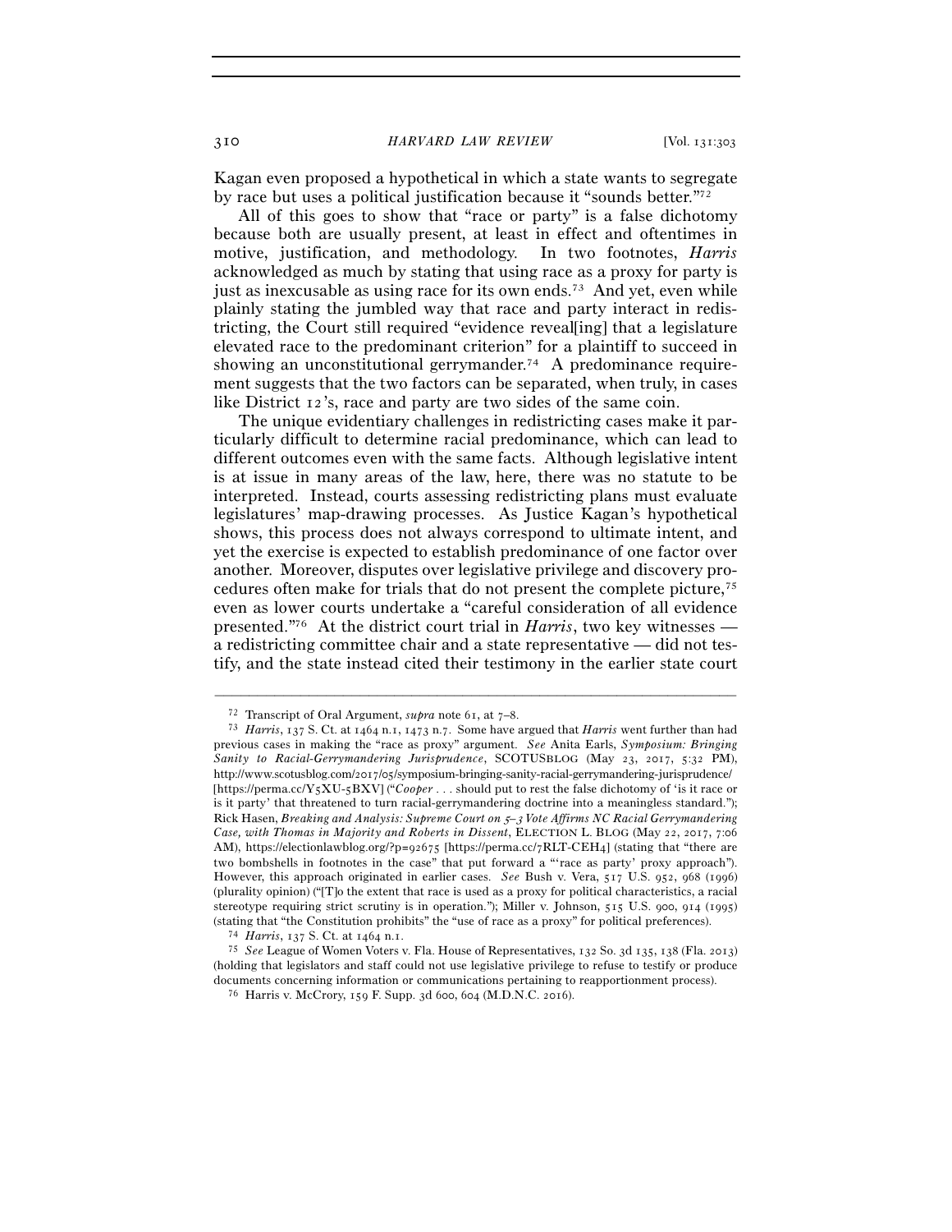Kagan even proposed a hypothetical in which a state wants to segregate by race but uses a political justification because it "sounds better."[72]

All of this goes to show that "race or party" is a false dichotomy because both are usually present, at least in effect and oftentimes in motive, justification, and methodology. In two footnotes, *Harris* acknowledged as much by stating that using race as a proxy for party is just as inexcusable as using race for its own ends.[73] And yet, even while plainly stating the jumbled way that race and party interact in redistricting, the Court still required "evidence reveal[ing] that a legislature elevated race to the predominant criterion" for a plaintiff to succeed in showing an unconstitutional gerrymander.[74] A predominance requirement suggests that the two factors can be separated, when truly, in cases like District 12's, race and party are two sides of the same coin.

The unique evidentiary challenges in redistricting cases make it particularly difficult to determine racial predominance, which can lead to different outcomes even with the same facts. Although legislative intent is at issue in many areas of the law, here, there was no statute to be interpreted. Instead, courts assessing redistricting plans must evaluate legislatures' map-drawing processes. As Justice Kagan's hypothetical shows, this process does not always correspond to ultimate intent, and yet the exercise is expected to establish predominance of one factor over another. Moreover, disputes over legislative privilege and discovery procedures often make for trials that do not present the complete picture,[75] even as lower courts undertake a "careful consideration of all evidence presented."[76] At the district court trial in *Harris*, two key witnesses — a redistricting committee chair and a state representative — did not testify, and the state instead cited their testimony in the earlier state court

---

[72] Transcript of Oral Argument, *supra* note 61, at 7–8.

[73] *Harris*, 137 S. Ct. at 1464 n.1, 1473 n.7. Some have argued that *Harris* went further than had previous cases in making the "race as proxy" argument. *See* Anita Earls, *Symposium: Bringing Sanity to Racial-Gerrymandering Jurisprudence*, SCOTUSBLOG (May 23, 2017, 5:32 PM), http://www.scotusblog.com/2017/05/symposium-bringing-sanity-racial-gerrymandering-jurisprudence/ [https://perma.cc/Y5XU-5BXV] ("*Cooper* . . . should put to rest the false dichotomy of 'is it race or is it party' that threatened to turn racial-gerrymandering doctrine into a meaningless standard."); Rick Hasen, *Breaking and Analysis: Supreme Court on 5–3 Vote Affirms NC Racial Gerrymandering Case, with Thomas in Majority and Roberts in Dissent*, ELECTION L. BLOG (May 22, 2017, 7:06 AM), https://electionlawblog.org/?p=92675 [https://perma.cc/7RLT-CEH4] (stating that "there are two bombshells in footnotes in the case" that put forward a "'race as party' proxy approach"). However, this approach originated in earlier cases. *See* Bush v. Vera, 517 U.S. 952, 968 (1996) (plurality opinion) ("[T]o the extent that race is used as a proxy for political characteristics, a racial stereotype requiring strict scrutiny is in operation."); Miller v. Johnson, 515 U.S. 900, 914 (1995) (stating that "the Constitution prohibits" the "use of race as a proxy" for political preferences).

[74] *Harris*, 137 S. Ct. at 1464 n.1.

[75] *See* League of Women Voters v. Fla. House of Representatives, 132 So. 3d 135, 138 (Fla. 2013) (holding that legislators and staff could not use legislative privilege to refuse to testify or produce documents concerning information or communications pertaining to reapportionment process).

[76] Harris v. McCrory, 159 F. Supp. 3d 600, 604 (M.D.N.C. 2016).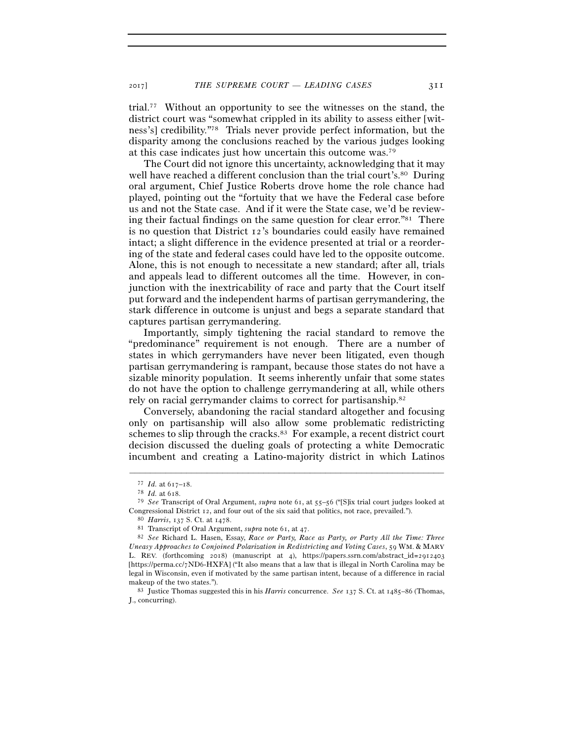trial.[77] Without an opportunity to see the witnesses on the stand, the district court was "somewhat crippled in its ability to assess either [witness's] credibility."[78] Trials never provide perfect information, but the disparity among the conclusions reached by the various judges looking at this case indicates just how uncertain this outcome was.[79]

The Court did not ignore this uncertainty, acknowledging that it may well have reached a different conclusion than the trial court's.[80] During oral argument, Chief Justice Roberts drove home the role chance had played, pointing out the "fortuity that we have the Federal case before us and not the State case. And if it were the State case, we'd be reviewing their factual findings on the same question for clear error."[81] There is no question that District 12's boundaries could easily have remained intact; a slight difference in the evidence presented at trial or a reordering of the state and federal cases could have led to the opposite outcome. Alone, this is not enough to necessitate a new standard; after all, trials and appeals lead to different outcomes all the time. However, in conjunction with the inextricability of race and party that the Court itself put forward and the independent harms of partisan gerrymandering, the stark difference in outcome is unjust and begs a separate standard that captures partisan gerrymandering.

Importantly, simply tightening the racial standard to remove the "predominance" requirement is not enough. There are a number of states in which gerrymanders have never been litigated, even though partisan gerrymandering is rampant, because those states do not have a sizable minority population. It seems inherently unfair that some states do not have the option to challenge gerrymandering at all, while others rely on racial gerrymander claims to correct for partisanship.[82]

Conversely, abandoning the racial standard altogether and focusing only on partisanship will also allow some problematic redistricting schemes to slip through the cracks.[83] For example, a recent district court decision discussed the dueling goals of protecting a white Democratic incumbent and creating a Latino-majority district in which Latinos

---

[77] *Id.* at 617–18.

[78] *Id.* at 618.

[79] *See* Transcript of Oral Argument, *supra* note 61, at 55–56 ("[S]ix trial court judges looked at Congressional District 12, and four out of the six said that politics, not race, prevailed.").

[80] *Harris*, 137 S. Ct. at 1478.

[81] Transcript of Oral Argument, *supra* note 61, at 47.

[82] *See* Richard L. Hasen, Essay, *Race or Party, Race as Party, or Party All the Time: Three Uneasy Approaches to Conjoined Polarization in Redistricting and Voting Cases*, 59 WM. & MARY L. REV. (forthcoming 2018) (manuscript at 4), https://papers.ssrn.com/abstract_id=2912403 [https://perma.cc/7ND6-HXFA] ("It also means that a law that is illegal in North Carolina may be legal in Wisconsin, even if motivated by the same partisan intent, because of a difference in racial makeup of the two states.").

[83] Justice Thomas suggested this in his *Harris* concurrence. *See* 137 S. Ct. at 1485–86 (Thomas, J., concurring).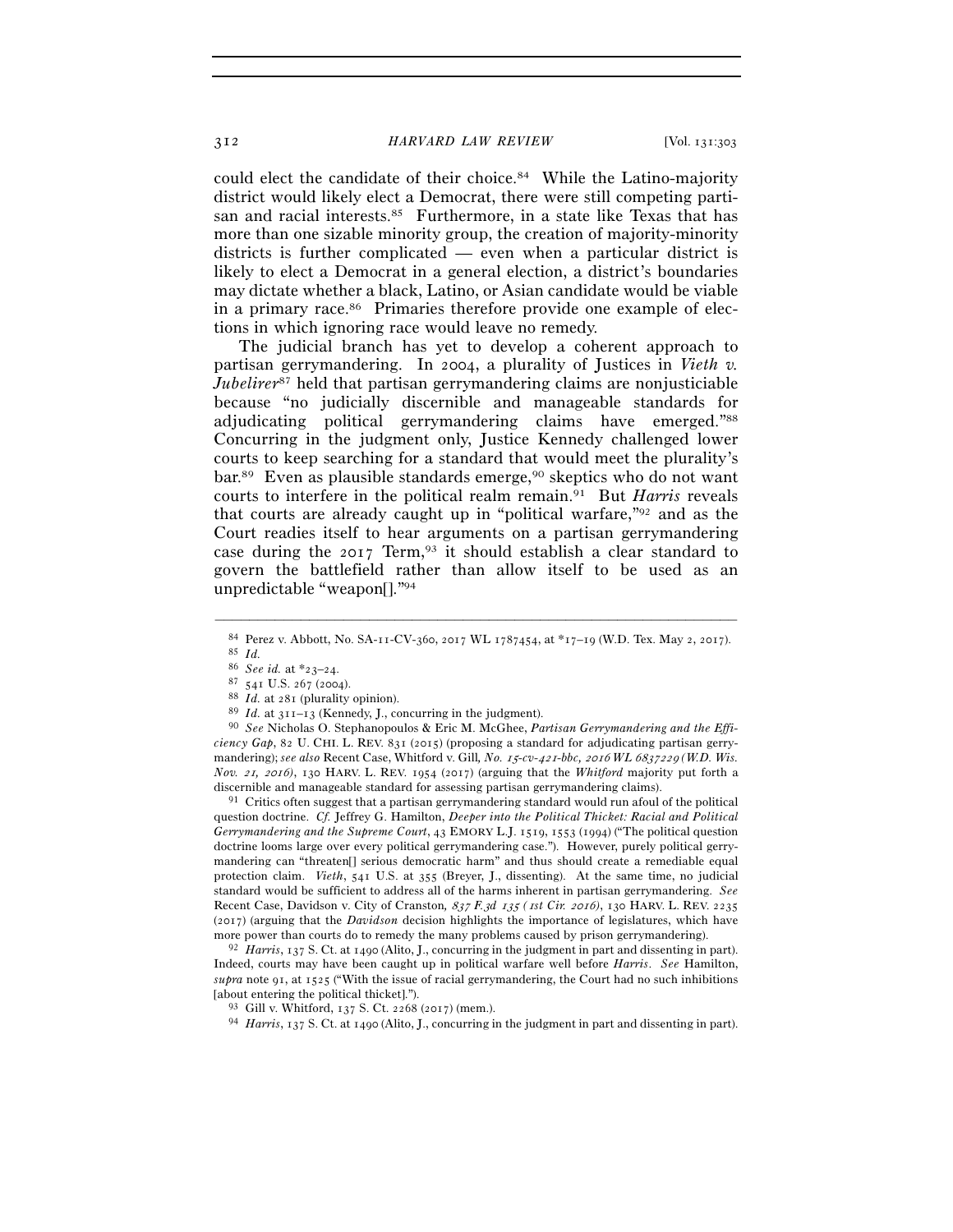could elect the candidate of their choice.[84] While the Latino-majority district would likely elect a Democrat, there were still competing partisan and racial interests.[85] Furthermore, in a state like Texas that has more than one sizable minority group, the creation of majority-minority districts is further complicated — even when a particular district is likely to elect a Democrat in a general election, a district's boundaries may dictate whether a black, Latino, or Asian candidate would be viable in a primary race.[86] Primaries therefore provide one example of elections in which ignoring race would leave no remedy.

The judicial branch has yet to develop a coherent approach to partisan gerrymandering. In 2004, a plurality of Justices in *Vieth v. Jubelirer*[87] held that partisan gerrymandering claims are nonjusticiable because "no judicially discernible and manageable standards for adjudicating political gerrymandering claims have emerged."[88] Concurring in the judgment only, Justice Kennedy challenged lower courts to keep searching for a standard that would meet the plurality's bar.[89] Even as plausible standards emerge,[90] skeptics who do not want courts to interfere in the political realm remain.[91] But *Harris* reveals that courts are already caught up in "political warfare,"[92] and as the Court readies itself to hear arguments on a partisan gerrymandering case during the 2017 Term,[93] it should establish a clear standard to govern the battlefield rather than allow itself to be used as an unpredictable "weapon[]."[94]

---

[84] Perez v. Abbott, No. SA-11-CV-360, 2017 WL 1787454, at *17–19 (W.D. Tex. May 2, 2017).

[85] *Id.*

[86] *See id.* at *23–24.

[87] 541 U.S. 267 (2004).

[88] *Id.* at 281 (plurality opinion).

[89] *Id.* at 311–13 (Kennedy, J., concurring in the judgment).

[90] *See* Nicholas O. Stephanopoulos & Eric M. McGhee, *Partisan Gerrymandering and the Efficiency Gap*, 82 U. CHI. L. REV. 831 (2015) (proposing a standard for adjudicating partisan gerrymandering); *see also* Recent Case, Whitford v. Gill, *No. 15-cv-421-bbc, 2016 WL 6837229 (W.D. Wis. Nov. 21, 2016)*, 130 HARV. L. REV. 1954 (2017) (arguing that the *Whitford* majority put forth a discernible and manageable standard for assessing partisan gerrymandering claims).

[91] Critics often suggest that a partisan gerrymandering standard would run afoul of the political question doctrine. *Cf.* Jeffrey G. Hamilton, *Deeper into the Political Thicket: Racial and Political Gerrymandering and the Supreme Court*, 43 EMORY L.J. 1519, 1553 (1994) ("The political question doctrine looms large over every political gerrymandering case."). However, purely political gerrymandering can "threaten[] serious democratic harm" and thus should create a remediable equal protection claim. *Vieth*, 541 U.S. at 355 (Breyer, J., dissenting). At the same time, no judicial standard would be sufficient to address all of the harms inherent in partisan gerrymandering. *See* Recent Case, Davidson v. City of Cranston, *837 F.3d 135 (1st Cir. 2016)*, 130 HARV. L. REV. 2235 (2017) (arguing that the *Davidson* decision highlights the importance of legislatures, which have more power than courts do to remedy the many problems caused by prison gerrymandering).

[92] *Harris*, 137 S. Ct. at 1490 (Alito, J., concurring in the judgment in part and dissenting in part). Indeed, courts may have been caught up in political warfare well before *Harris*. *See* Hamilton, *supra* note 91, at 1525 ("With the issue of racial gerrymandering, the Court had no such inhibitions [about entering the political thicket].").

[93] Gill v. Whitford, 137 S. Ct. 2268 (2017) (mem.).

[94] *Harris*, 137 S. Ct. at 1490 (Alito, J., concurring in the judgment in part and dissenting in part).